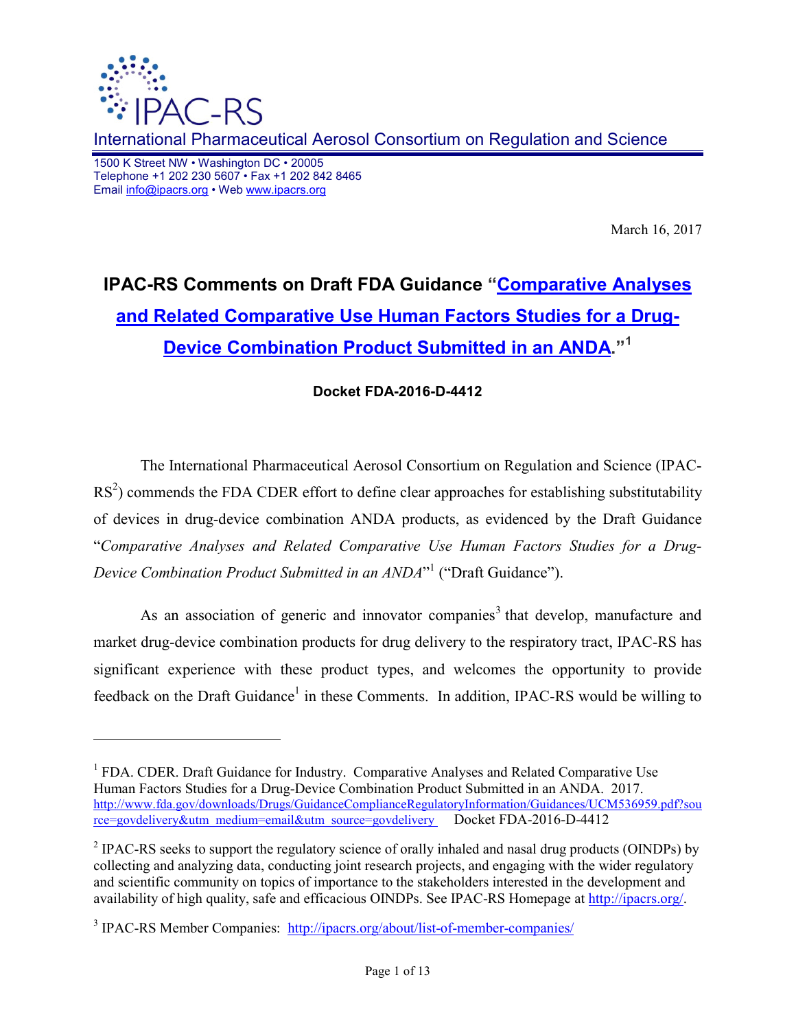IPAC-RS

International Pharmaceutical Aerosol Consortium on Regulation and Science

1500 K Street NW • Washington DC • 20005
Telephone +1 202 230 5607 • Fax +1 202 842 8465
Email info@ipacrs.org • Web www.ipacrs.org

March 16, 2017

# IPAC-RS Comments on Draft FDA Guidance "Comparative Analyses and Related Comparative Use Human Factors Studies for a Drug-Device Combination Product Submitted in an ANDA."[1]

**Docket FDA-2016-D-4412**

The International Pharmaceutical Aerosol Consortium on Regulation and Science (IPAC-RS[2]) commends the FDA CDER effort to define clear approaches for establishing substitutability of devices in drug-device combination ANDA products, as evidenced by the Draft Guidance "*Comparative Analyses and Related Comparative Use Human Factors Studies for a Drug-Device Combination Product Submitted in an ANDA*"[1] ("Draft Guidance").

As an association of generic and innovator companies[3] that develop, manufacture and market drug-device combination products for drug delivery to the respiratory tract, IPAC-RS has significant experience with these product types, and welcomes the opportunity to provide feedback on the Draft Guidance[1] in these Comments. In addition, IPAC-RS would be willing to

---

[1] FDA. CDER. Draft Guidance for Industry. Comparative Analyses and Related Comparative Use Human Factors Studies for a Drug-Device Combination Product Submitted in an ANDA. 2017. http://www.fda.gov/downloads/Drugs/GuidanceComplianceRegulatoryInformation/Guidances/UCM536959.pdf?source=govdelivery&utm_medium=email&utm_source=govdelivery Docket FDA-2016-D-4412

[2] IPAC-RS seeks to support the regulatory science of orally inhaled and nasal drug products (OINDPs) by collecting and analyzing data, conducting joint research projects, and engaging with the wider regulatory and scientific community on topics of importance to the stakeholders interested in the development and availability of high quality, safe and efficacious OINDPs. See IPAC-RS Homepage at http://ipacrs.org/.

[3] IPAC-RS Member Companies: http://ipacrs.org/about/list-of-member-companies/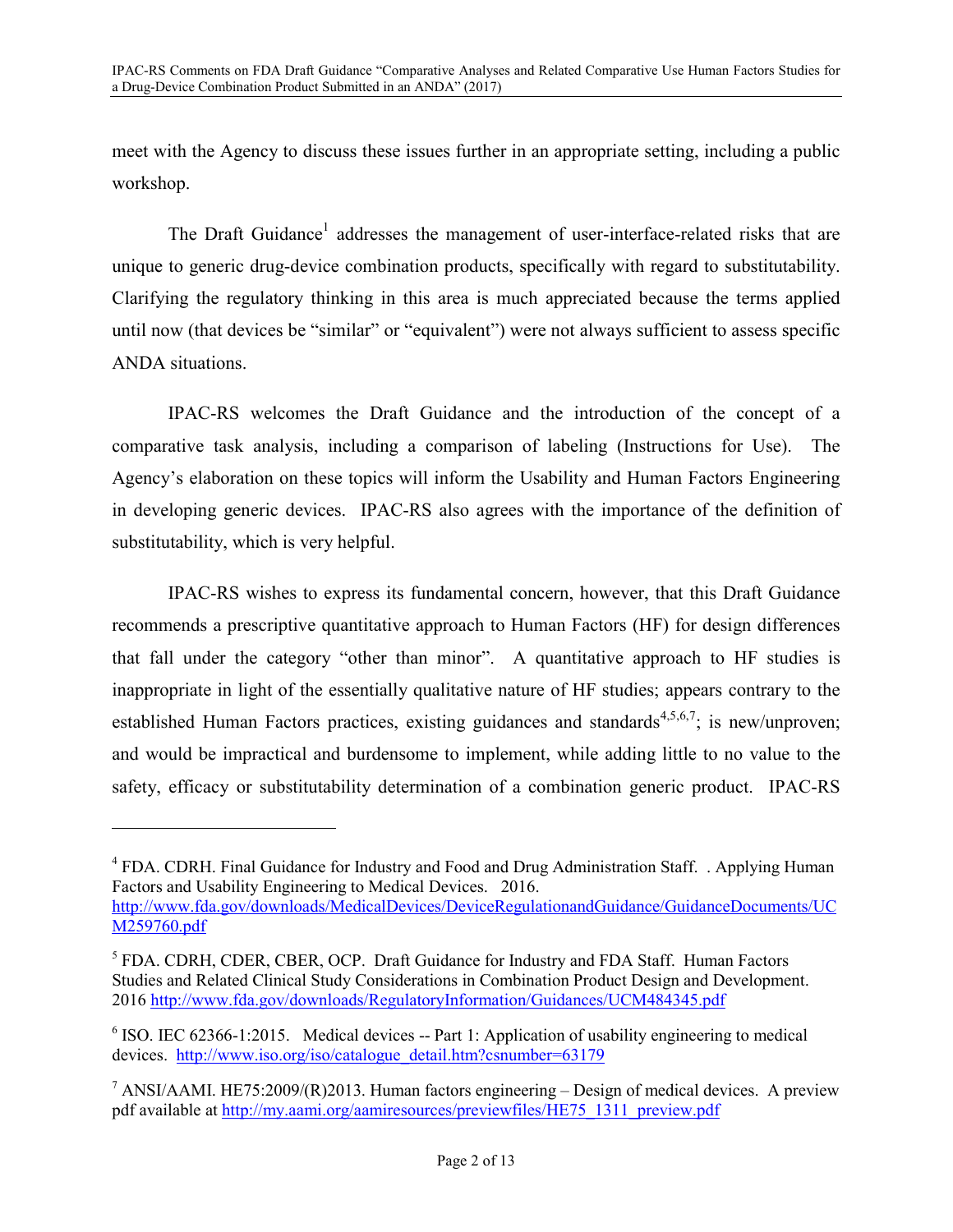meet with the Agency to discuss these issues further in an appropriate setting, including a public workshop.

The Draft Guidance[1] addresses the management of user-interface-related risks that are unique to generic drug-device combination products, specifically with regard to substitutability. Clarifying the regulatory thinking in this area is much appreciated because the terms applied until now (that devices be "similar" or "equivalent") were not always sufficient to assess specific ANDA situations.

IPAC-RS welcomes the Draft Guidance and the introduction of the concept of a comparative task analysis, including a comparison of labeling (Instructions for Use). The Agency's elaboration on these topics will inform the Usability and Human Factors Engineering in developing generic devices. IPAC-RS also agrees with the importance of the definition of substitutability, which is very helpful.

IPAC-RS wishes to express its fundamental concern, however, that this Draft Guidance recommends a prescriptive quantitative approach to Human Factors (HF) for design differences that fall under the category "other than minor". A quantitative approach to HF studies is inappropriate in light of the essentially qualitative nature of HF studies; appears contrary to the established Human Factors practices, existing guidances and standards[4,5,6,7]; is new/unproven; and would be impractical and burdensome to implement, while adding little to no value to the safety, efficacy or substitutability determination of a combination generic product. IPAC-RS

---

[4] FDA. CDRH. Final Guidance for Industry and Food and Drug Administration Staff. . Applying Human Factors and Usability Engineering to Medical Devices. 2016. http://www.fda.gov/downloads/MedicalDevices/DeviceRegulationandGuidance/GuidanceDocuments/UCM259760.pdf

[5] FDA. CDRH, CDER, CBER, OCP. Draft Guidance for Industry and FDA Staff. Human Factors Studies and Related Clinical Study Considerations in Combination Product Design and Development. 2016 http://www.fda.gov/downloads/RegulatoryInformation/Guidances/UCM484345.pdf

[6] ISO. IEC 62366-1:2015. Medical devices -- Part 1: Application of usability engineering to medical devices. http://www.iso.org/iso/catalogue_detail.htm?csnumber=63179

[7] ANSI/AAMI. HE75:2009/(R)2013. Human factors engineering – Design of medical devices. A preview pdf available at http://my.aami.org/aamiresources/previewfiles/HE75_1311_preview.pdf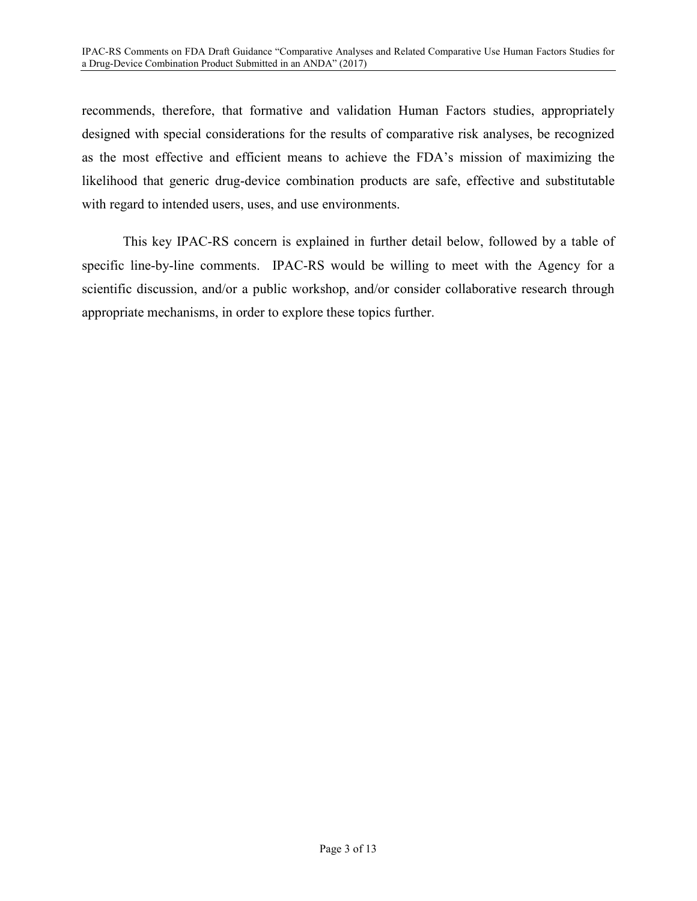recommends, therefore, that formative and validation Human Factors studies, appropriately designed with special considerations for the results of comparative risk analyses, be recognized as the most effective and efficient means to achieve the FDA's mission of maximizing the likelihood that generic drug-device combination products are safe, effective and substitutable with regard to intended users, uses, and use environments.

This key IPAC-RS concern is explained in further detail below, followed by a table of specific line-by-line comments. IPAC-RS would be willing to meet with the Agency for a scientific discussion, and/or a public workshop, and/or consider collaborative research through appropriate mechanisms, in order to explore these topics further.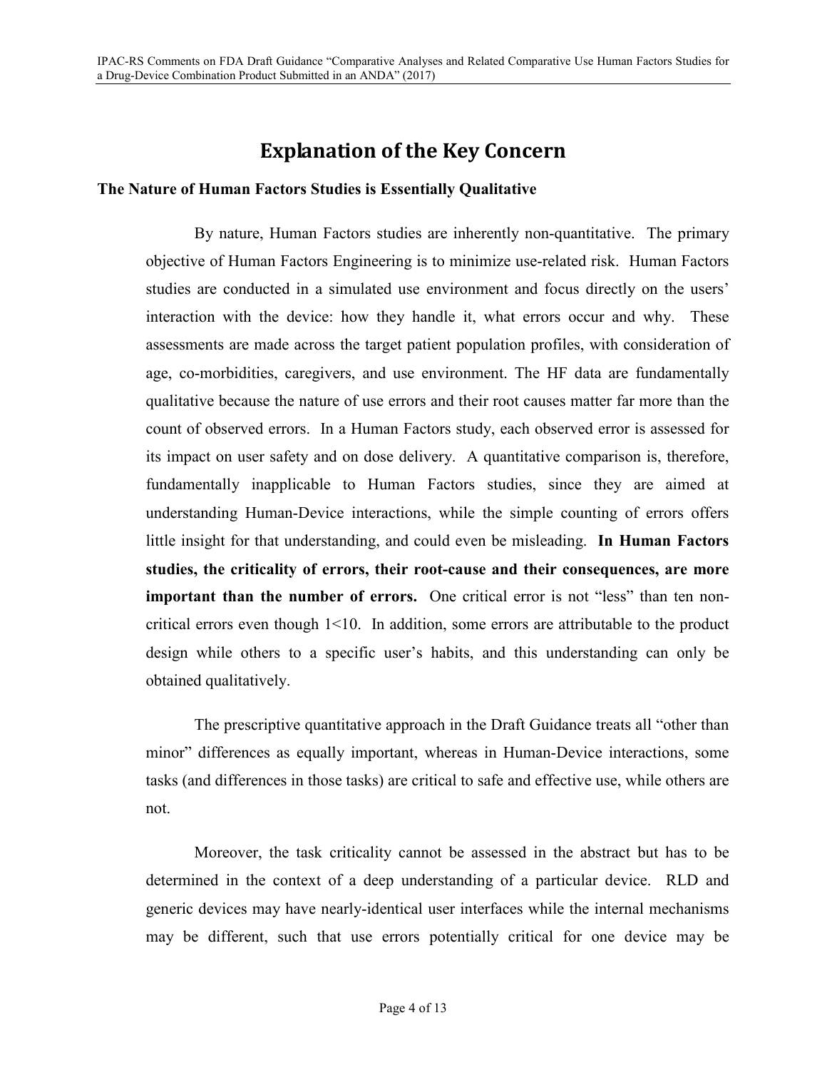# Explanation of the Key Concern

### The Nature of Human Factors Studies is Essentially Qualitative

By nature, Human Factors studies are inherently non-quantitative. The primary objective of Human Factors Engineering is to minimize use-related risk. Human Factors studies are conducted in a simulated use environment and focus directly on the users' interaction with the device: how they handle it, what errors occur and why. These assessments are made across the target patient population profiles, with consideration of age, co-morbidities, caregivers, and use environment. The HF data are fundamentally qualitative because the nature of use errors and their root causes matter far more than the count of observed errors. In a Human Factors study, each observed error is assessed for its impact on user safety and on dose delivery. A quantitative comparison is, therefore, fundamentally inapplicable to Human Factors studies, since they are aimed at understanding Human-Device interactions, while the simple counting of errors offers little insight for that understanding, and could even be misleading. **In Human Factors studies, the criticality of errors, their root-cause and their consequences, are more important than the number of errors.** One critical error is not "less" than ten non-critical errors even though 1<10. In addition, some errors are attributable to the product design while others to a specific user's habits, and this understanding can only be obtained qualitatively.

The prescriptive quantitative approach in the Draft Guidance treats all "other than minor" differences as equally important, whereas in Human-Device interactions, some tasks (and differences in those tasks) are critical to safe and effective use, while others are not.

Moreover, the task criticality cannot be assessed in the abstract but has to be determined in the context of a deep understanding of a particular device. RLD and generic devices may have nearly-identical user interfaces while the internal mechanisms may be different, such that use errors potentially critical for one device may be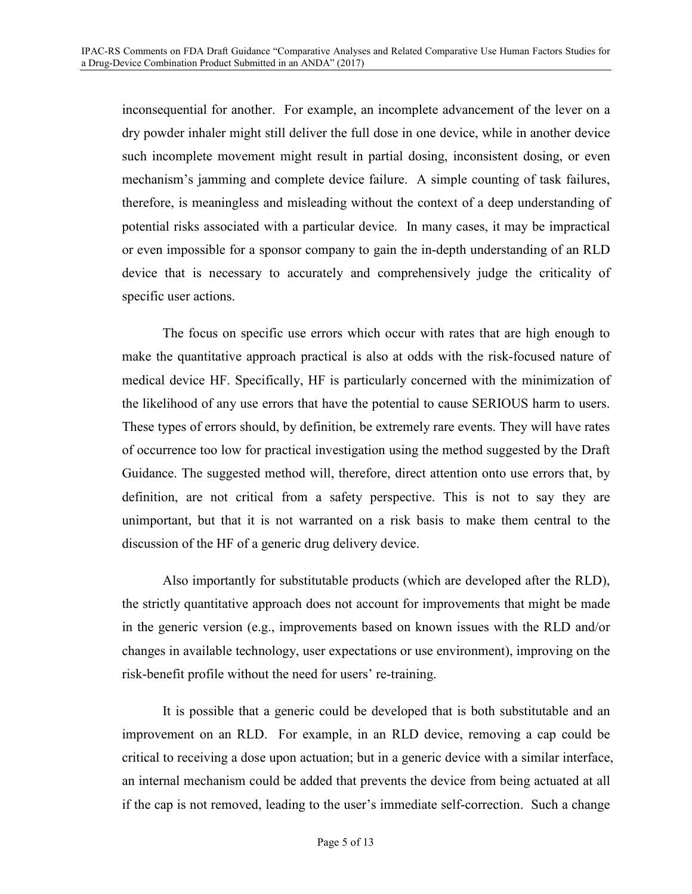inconsequential for another. For example, an incomplete advancement of the lever on a dry powder inhaler might still deliver the full dose in one device, while in another device such incomplete movement might result in partial dosing, inconsistent dosing, or even mechanism's jamming and complete device failure. A simple counting of task failures, therefore, is meaningless and misleading without the context of a deep understanding of potential risks associated with a particular device. In many cases, it may be impractical or even impossible for a sponsor company to gain the in-depth understanding of an RLD device that is necessary to accurately and comprehensively judge the criticality of specific user actions.

The focus on specific use errors which occur with rates that are high enough to make the quantitative approach practical is also at odds with the risk-focused nature of medical device HF. Specifically, HF is particularly concerned with the minimization of the likelihood of any use errors that have the potential to cause SERIOUS harm to users. These types of errors should, by definition, be extremely rare events. They will have rates of occurrence too low for practical investigation using the method suggested by the Draft Guidance. The suggested method will, therefore, direct attention onto use errors that, by definition, are not critical from a safety perspective. This is not to say they are unimportant, but that it is not warranted on a risk basis to make them central to the discussion of the HF of a generic drug delivery device.

Also importantly for substitutable products (which are developed after the RLD), the strictly quantitative approach does not account for improvements that might be made in the generic version (e.g., improvements based on known issues with the RLD and/or changes in available technology, user expectations or use environment), improving on the risk-benefit profile without the need for users' re-training.

It is possible that a generic could be developed that is both substitutable and an improvement on an RLD. For example, in an RLD device, removing a cap could be critical to receiving a dose upon actuation; but in a generic device with a similar interface, an internal mechanism could be added that prevents the device from being actuated at all if the cap is not removed, leading to the user's immediate self-correction. Such a change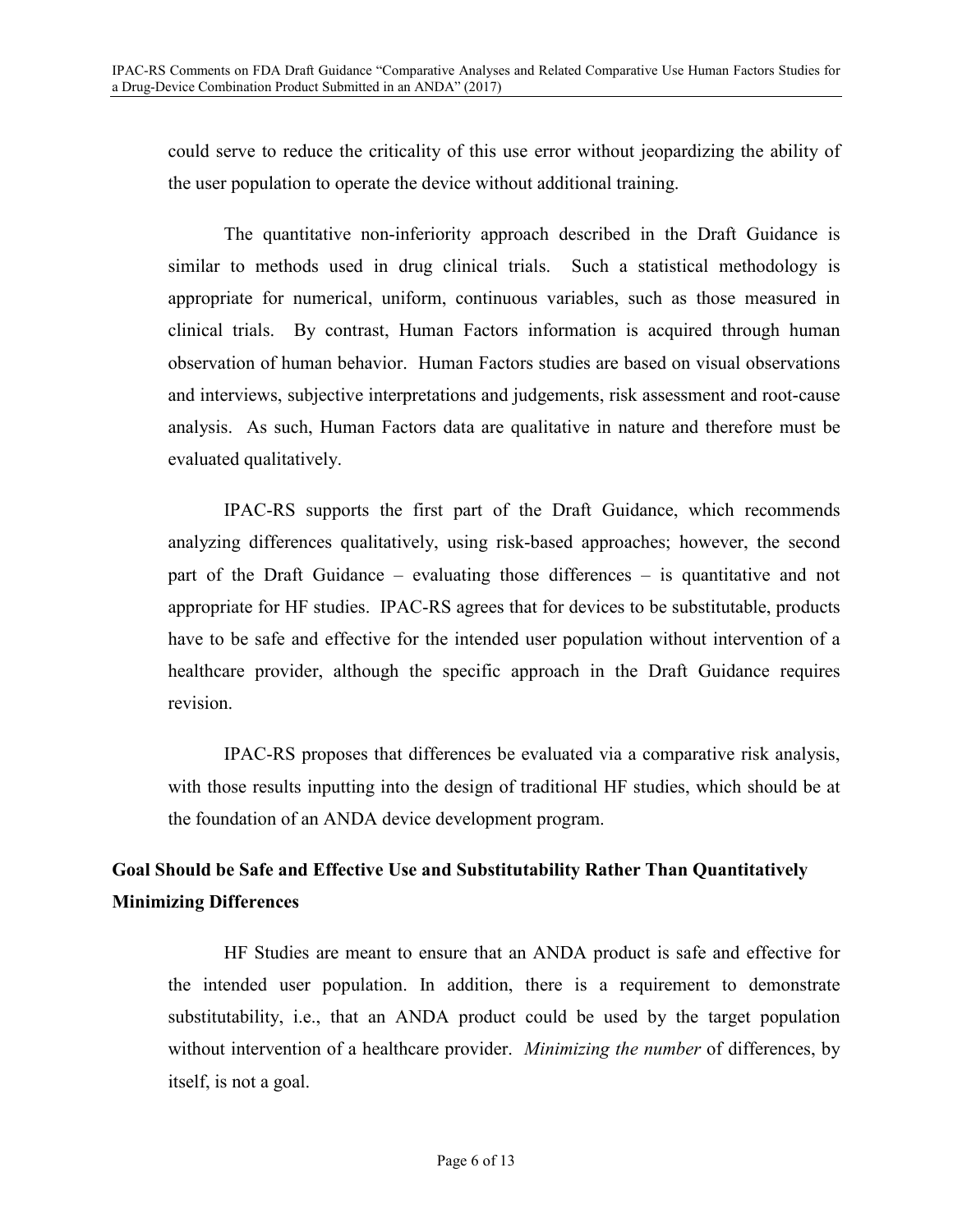could serve to reduce the criticality of this use error without jeopardizing the ability of the user population to operate the device without additional training.

The quantitative non-inferiority approach described in the Draft Guidance is similar to methods used in drug clinical trials. Such a statistical methodology is appropriate for numerical, uniform, continuous variables, such as those measured in clinical trials. By contrast, Human Factors information is acquired through human observation of human behavior. Human Factors studies are based on visual observations and interviews, subjective interpretations and judgements, risk assessment and root-cause analysis. As such, Human Factors data are qualitative in nature and therefore must be evaluated qualitatively.

IPAC-RS supports the first part of the Draft Guidance, which recommends analyzing differences qualitatively, using risk-based approaches; however, the second part of the Draft Guidance – evaluating those differences – is quantitative and not appropriate for HF studies. IPAC-RS agrees that for devices to be substitutable, products have to be safe and effective for the intended user population without intervention of a healthcare provider, although the specific approach in the Draft Guidance requires revision.

IPAC-RS proposes that differences be evaluated via a comparative risk analysis, with those results inputting into the design of traditional HF studies, which should be at the foundation of an ANDA device development program.

## Goal Should be Safe and Effective Use and Substitutability Rather Than Quantitatively Minimizing Differences

HF Studies are meant to ensure that an ANDA product is safe and effective for the intended user population. In addition, there is a requirement to demonstrate substitutability, i.e., that an ANDA product could be used by the target population without intervention of a healthcare provider. *Minimizing the number* of differences, by itself, is not a goal.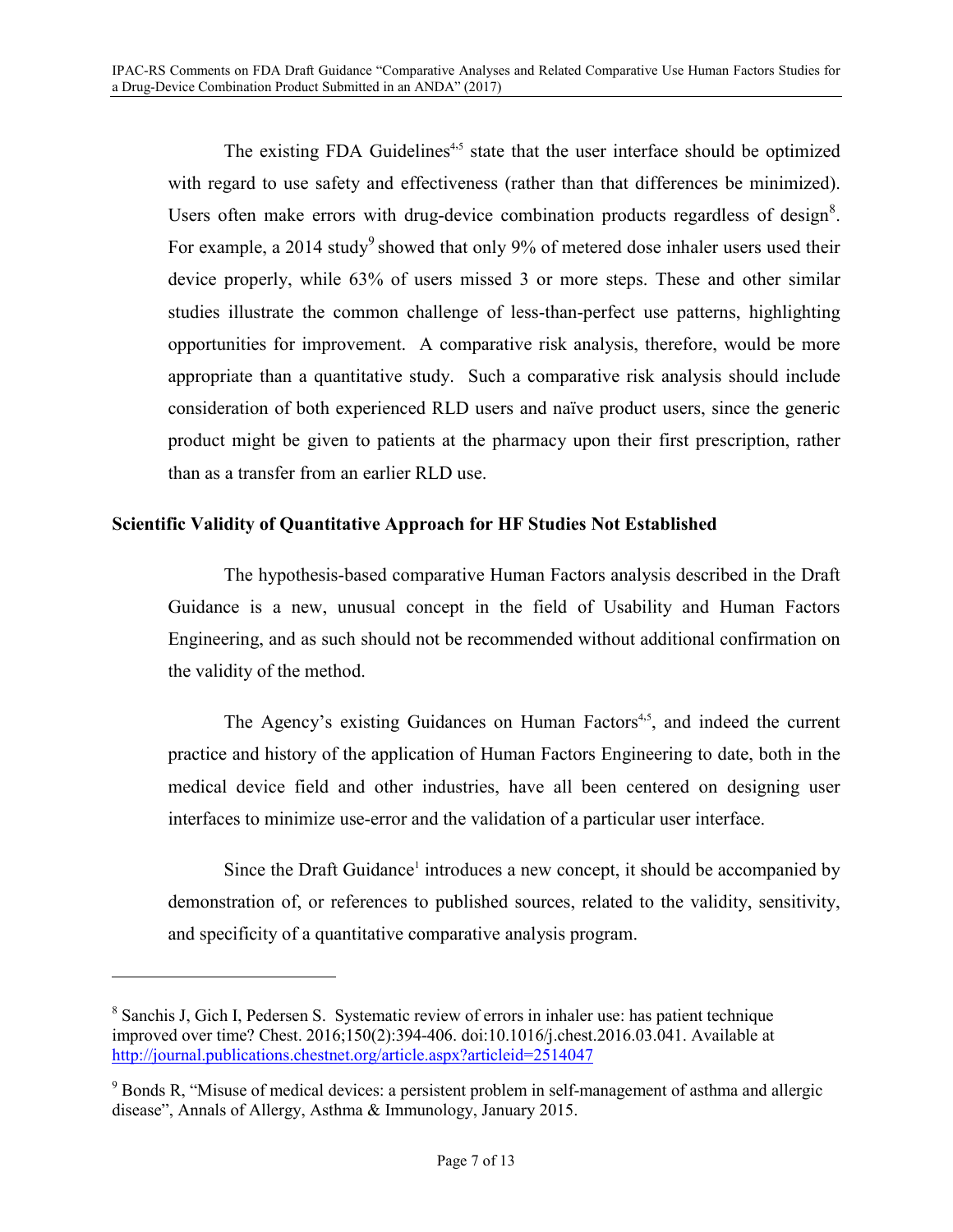The existing FDA Guidelines[4,5] state that the user interface should be optimized with regard to use safety and effectiveness (rather than that differences be minimized). Users often make errors with drug-device combination products regardless of design[8]. For example, a 2014 study[9] showed that only 9% of metered dose inhaler users used their device properly, while 63% of users missed 3 or more steps. These and other similar studies illustrate the common challenge of less-than-perfect use patterns, highlighting opportunities for improvement. A comparative risk analysis, therefore, would be more appropriate than a quantitative study. Such a comparative risk analysis should include consideration of both experienced RLD users and naïve product users, since the generic product might be given to patients at the pharmacy upon their first prescription, rather than as a transfer from an earlier RLD use.

**Scientific Validity of Quantitative Approach for HF Studies Not Established**

The hypothesis-based comparative Human Factors analysis described in the Draft Guidance is a new, unusual concept in the field of Usability and Human Factors Engineering, and as such should not be recommended without additional confirmation on the validity of the method.

The Agency's existing Guidances on Human Factors[4,5], and indeed the current practice and history of the application of Human Factors Engineering to date, both in the medical device field and other industries, have all been centered on designing user interfaces to minimize use-error and the validation of a particular user interface.

Since the Draft Guidance[1] introduces a new concept, it should be accompanied by demonstration of, or references to published sources, related to the validity, sensitivity, and specificity of a quantitative comparative analysis program.

---

[8] Sanchis J, Gich I, Pedersen S. Systematic review of errors in inhaler use: has patient technique improved over time? Chest. 2016;150(2):394-406. doi:10.1016/j.chest.2016.03.041. Available at http://journal.publications.chestnet.org/article.aspx?articleid=2514047

[9] Bonds R, "Misuse of medical devices: a persistent problem in self-management of asthma and allergic disease", Annals of Allergy, Asthma & Immunology, January 2015.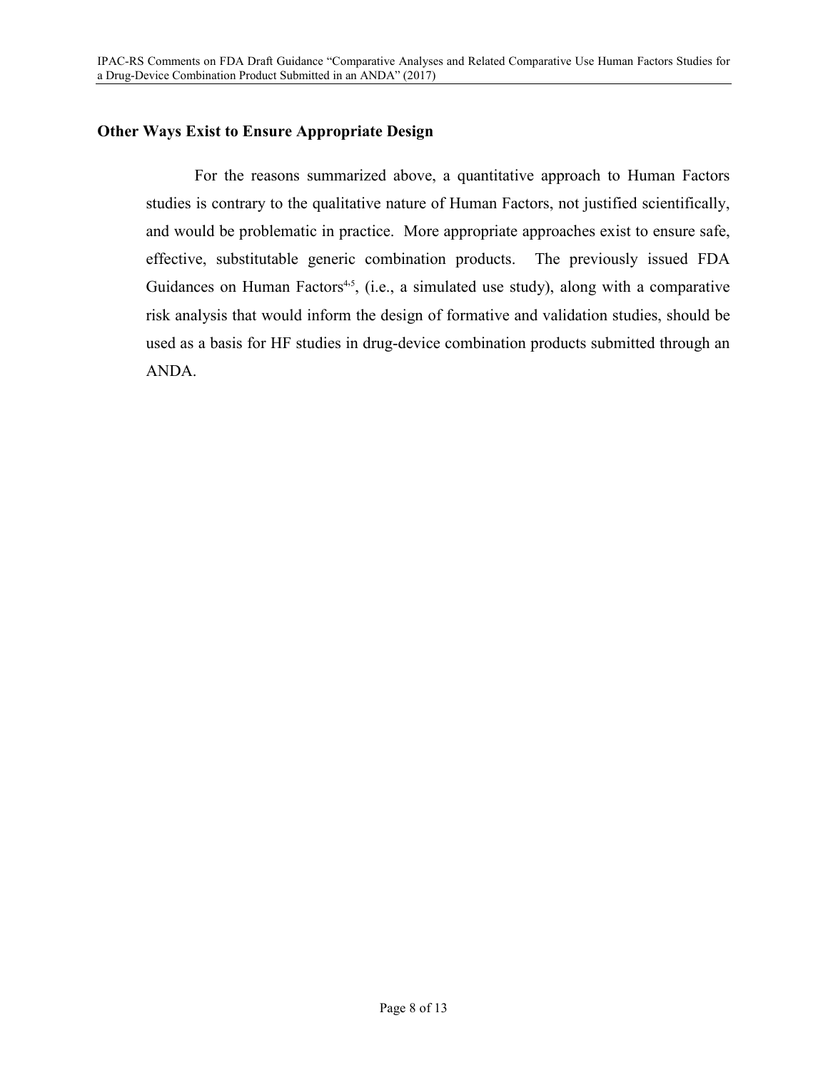## Other Ways Exist to Ensure Appropriate Design

For the reasons summarized above, a quantitative approach to Human Factors studies is contrary to the qualitative nature of Human Factors, not justified scientifically, and would be problematic in practice. More appropriate approaches exist to ensure safe, effective, substitutable generic combination products. The previously issued FDA Guidances on Human Factors[4,5], (i.e., a simulated use study), along with a comparative risk analysis that would inform the design of formative and validation studies, should be used as a basis for HF studies in drug-device combination products submitted through an ANDA.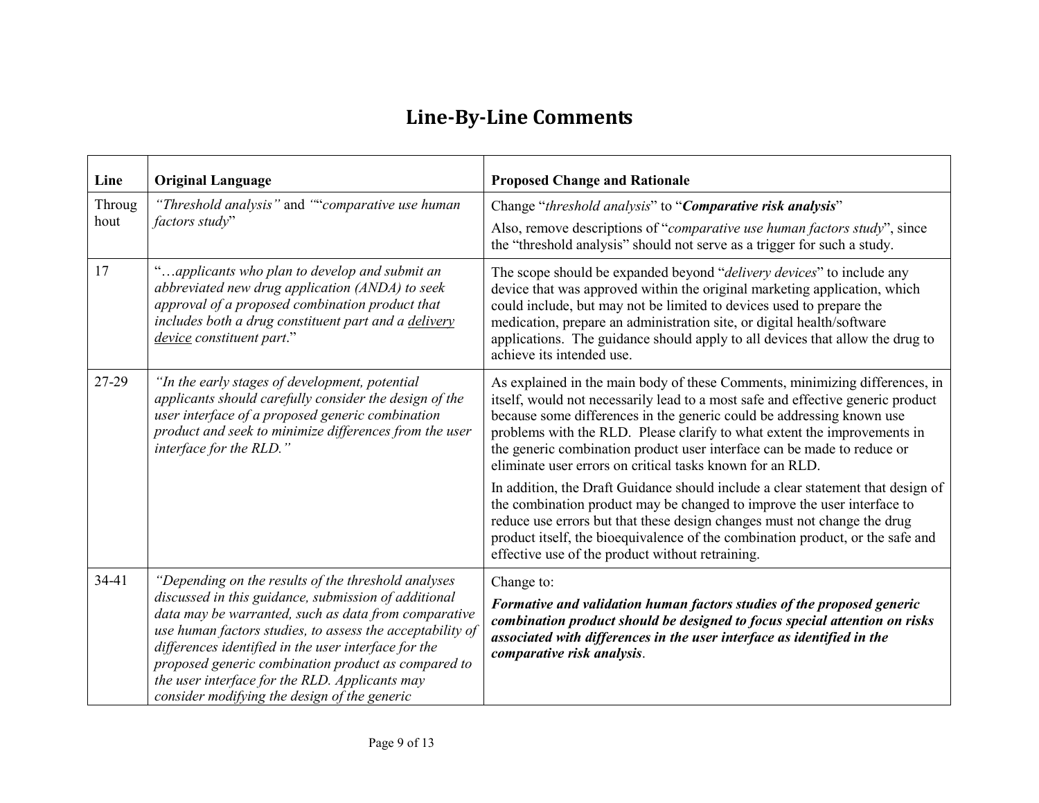## Line-By-Line Comments

| Line | Original Language | Proposed Change and Rationale |
| --- | --- | --- |
| Throughout | *"Threshold analysis"* and ""*comparative use human factors study*" | Change "*threshold analysis*" to "***Comparative risk analysis***"<br><br>Also, remove descriptions of "*comparative use human factors study*", since the "threshold analysis" should not serve as a trigger for such a study. |
| 17 | "…*applicants who plan to develop and submit an abbreviated new drug application (ANDA) to seek approval of a proposed combination product that includes both a drug constituent part and a* *<u>delivery device</u>* *constituent part*." | The scope should be expanded beyond "*delivery devices*" to include any device that was approved within the original marketing application, which could include, but may not be limited to devices used to prepare the medication, prepare an administration site, or digital health/software applications. The guidance should apply to all devices that allow the drug to achieve its intended use. |
| 27-29 | *"In the early stages of development, potential applicants should carefully consider the design of the user interface of a proposed generic combination product and seek to minimize differences from the user interface for the RLD."* | As explained in the main body of these Comments, minimizing differences, in itself, would not necessarily lead to a most safe and effective generic product because some differences in the generic could be addressing known use problems with the RLD. Please clarify to what extent the improvements in the generic combination product user interface can be made to reduce or eliminate user errors on critical tasks known for an RLD.<br><br>In addition, the Draft Guidance should include a clear statement that design of the combination product may be changed to improve the user interface to reduce use errors but that these design changes must not change the drug product itself, the bioequivalence of the combination product, or the safe and effective use of the product without retraining. |
| 34-41 | *"Depending on the results of the threshold analyses discussed in this guidance, submission of additional data may be warranted, such as data from comparative use human factors studies, to assess the acceptability of differences identified in the user interface for the proposed generic combination product as compared to the user interface for the RLD. Applicants may consider modifying the design of the generic* | Change to:<br><br>***Formative and validation human factors studies of the proposed generic combination product should be designed to focus special attention on risks associated with differences in the user interface as identified in the comparative risk analysis***. |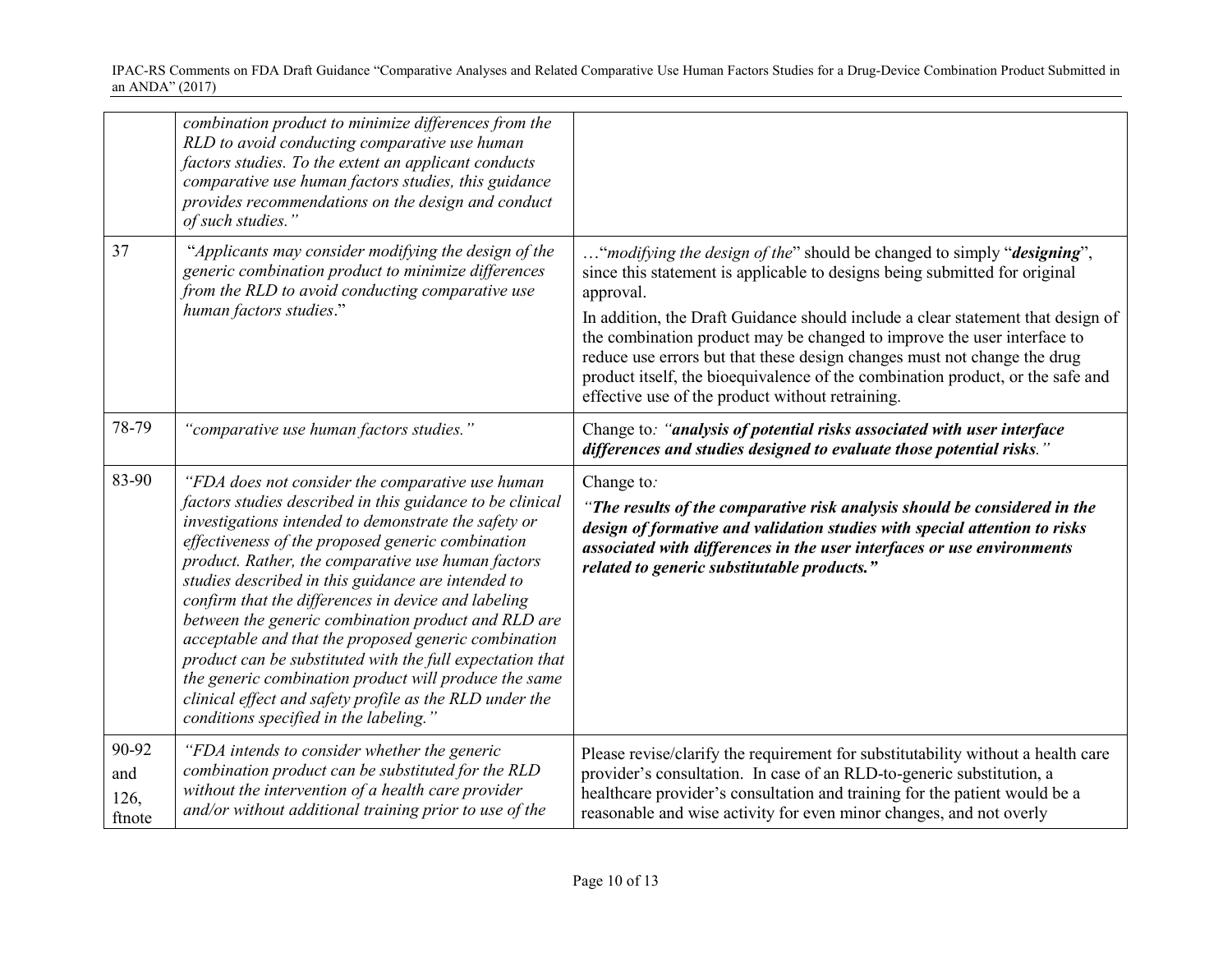| | | |
|---|---|---|
| | *combination product to minimize differences from the RLD to avoid conducting comparative use human factors studies. To the extent an applicant conducts comparative use human factors studies, this guidance provides recommendations on the design and conduct of such studies."* | |
| 37 | "*Applicants may consider modifying the design of the generic combination product to minimize differences from the RLD to avoid conducting comparative use human factors studies*." | …"*modifying the design of the*" should be changed to simply "***designing***", since this statement is applicable to designs being submitted for original approval.<br><br>In addition, the Draft Guidance should include a clear statement that design of the combination product may be changed to improve the user interface to reduce use errors but that these design changes must not change the drug product itself, the bioequivalence of the combination product, or the safe and effective use of the product without retraining. |
| 78-79 | *"comparative use human factors studies."* | Change to*: "**analysis of potential risks associated with user interface differences and studies designed to evaluate those potential risks**."* |
| 83-90 | *"FDA does not consider the comparative use human factors studies described in this guidance to be clinical investigations intended to demonstrate the safety or effectiveness of the proposed generic combination product. Rather, the comparative use human factors studies described in this guidance are intended to confirm that the differences in device and labeling between the generic combination product and RLD are acceptable and that the proposed generic combination product can be substituted with the full expectation that the generic combination product will produce the same clinical effect and safety profile as the RLD under the conditions specified in the labeling."* | Change to*:*<br><br>*"**The results of the comparative risk analysis should be considered in the design of formative and validation studies with special attention to risks associated with differences in the user interfaces or use environments related to generic substitutable products."*** |
| 90-92 and 126, ftnote | *"FDA intends to consider whether the generic combination product can be substituted for the RLD without the intervention of a health care provider and/or without additional training prior to use of the* | Please revise/clarify the requirement for substitutability without a health care provider's consultation. In case of an RLD-to-generic substitution, a healthcare provider's consultation and training for the patient would be a reasonable and wise activity for even minor changes, and not overly |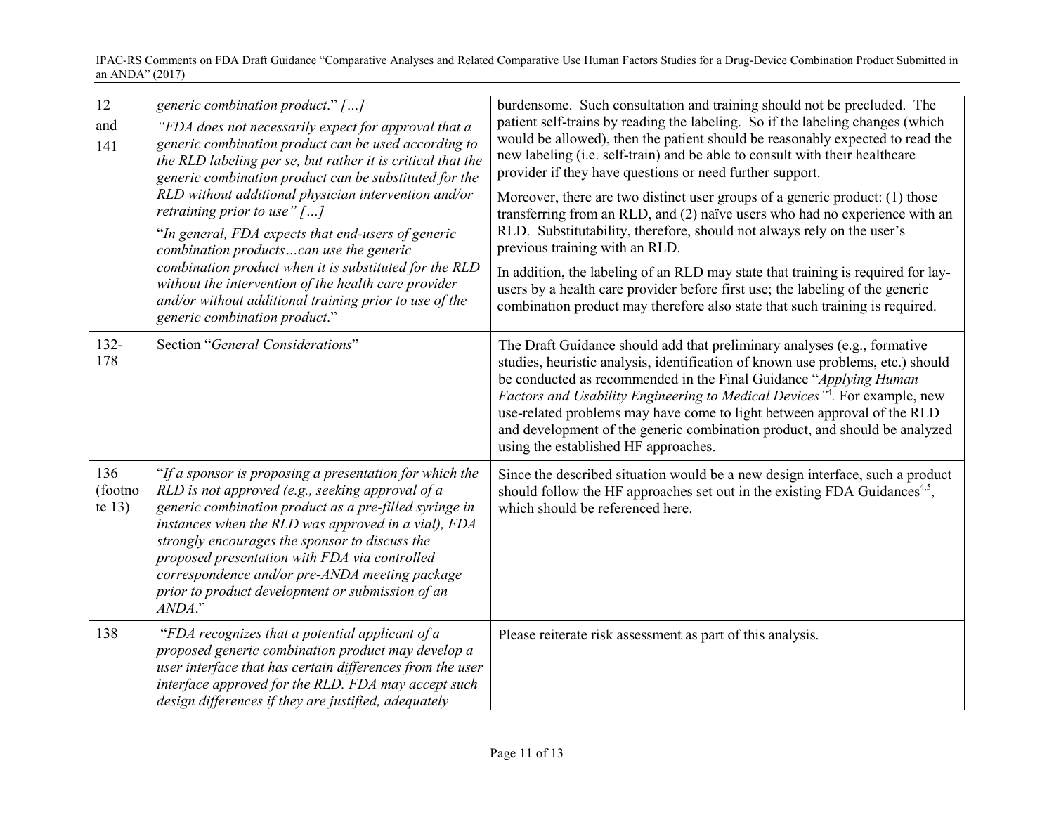| | | |
|---|---|---|
| 12 and 141 | *generic combination product*." *[…]* *"FDA does not necessarily expect for approval that a generic combination product can be used according to the RLD labeling per se, but rather it is critical that the generic combination product can be substituted for the RLD without additional physician intervention and/or retraining prior to use" […]* "*In general, FDA expects that end-users of generic combination products…can use the generic combination product when it is substituted for the RLD without the intervention of the health care provider and/or without additional training prior to use of the generic combination product*." | burdensome. Such consultation and training should not be precluded. The patient self-trains by reading the labeling. So if the labeling changes (which would be allowed), then the patient should be reasonably expected to read the new labeling (i.e. self-train) and be able to consult with their healthcare provider if they have questions or need further support. Moreover, there are two distinct user groups of a generic product: (1) those transferring from an RLD, and (2) naïve users who had no experience with an RLD. Substitutability, therefore, should not always rely on the user's previous training with an RLD. In addition, the labeling of an RLD may state that training is required for lay-users by a health care provider before first use; the labeling of the generic combination product may therefore also state that such training is required. |
| 132-178 | Section "*General Considerations*" | The Draft Guidance should add that preliminary analyses (e.g., formative studies, heuristic analysis, identification of known use problems, etc.) should be conducted as recommended in the Final Guidance "*Applying Human Factors and Usability Engineering to Medical Devices"*[4]. For example, new use-related problems may have come to light between approval of the RLD and development of the generic combination product, and should be analyzed using the established HF approaches. |
| 136 (footnote 13) | "*If a sponsor is proposing a presentation for which the RLD is not approved (e.g., seeking approval of a generic combination product as a pre-filled syringe in instances when the RLD was approved in a vial), FDA strongly encourages the sponsor to discuss the proposed presentation with FDA via controlled correspondence and/or pre-ANDA meeting package prior to product development or submission of an ANDA*." | Since the described situation would be a new design interface, such a product should follow the HF approaches set out in the existing FDA Guidances[4,5], which should be referenced here. |
| 138 | "*FDA recognizes that a potential applicant of a proposed generic combination product may develop a user interface that has certain differences from the user interface approved for the RLD. FDA may accept such design differences if they are justified, adequately* | Please reiterate risk assessment as part of this analysis. |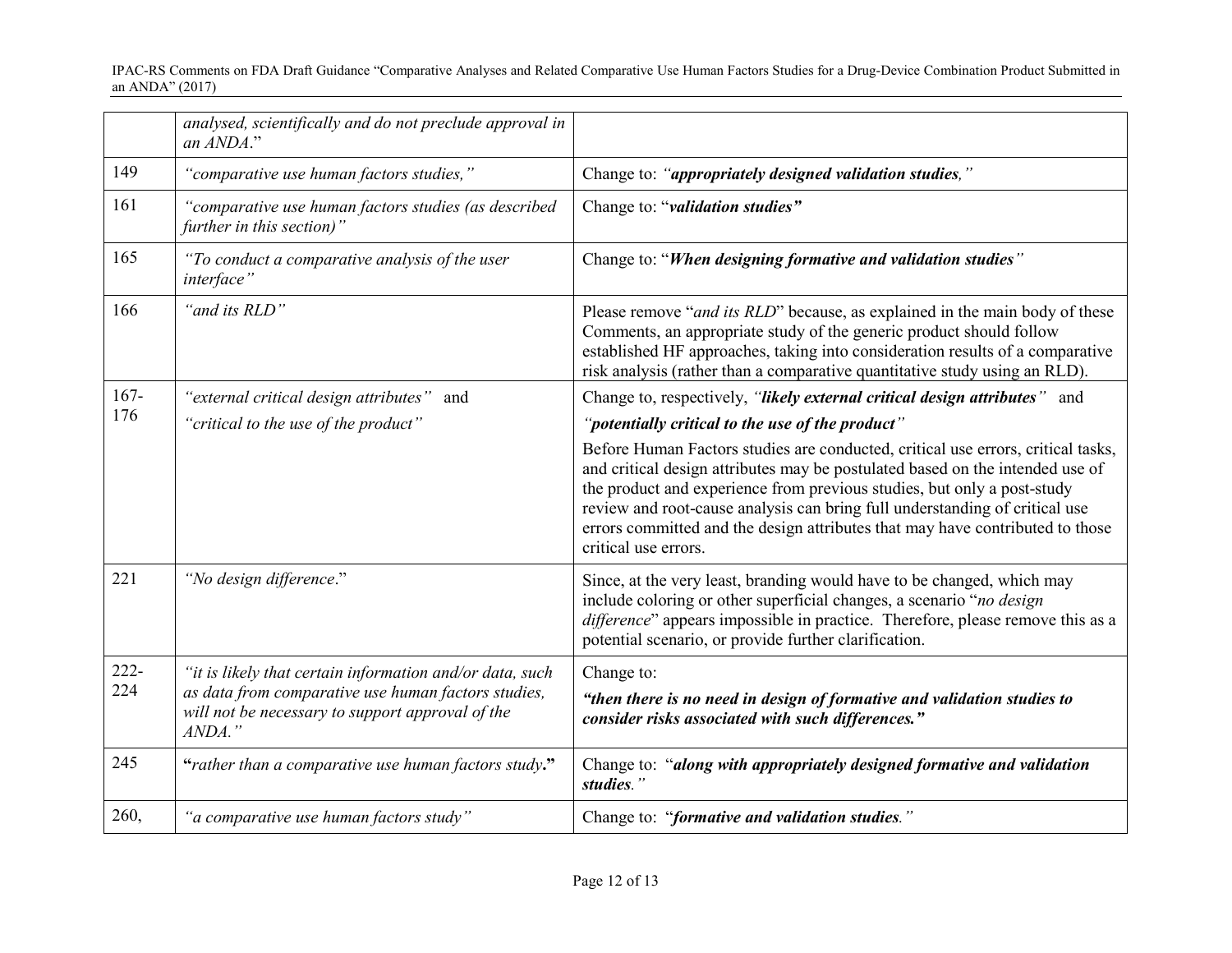| | | |
|---|---|---|
| | *analysed, scientifically and do not preclude approval in an ANDA*." | |
| 149 | *"comparative use human factors studies,"* | Change to: *"**appropriately designed validation studies**,"* |
| 161 | *"comparative use human factors studies (as described further in this section)"* | Change to: "***validation studies"*** |
| 165 | *"To conduct a comparative analysis of the user interface"* | Change to: "***When designing formative and validation studies***" |
| 166 | *"and its RLD"* | Please remove "*and its RLD*" because, as explained in the main body of these Comments, an appropriate study of the generic product should follow established HF approaches, taking into consideration results of a comparative risk analysis (rather than a comparative quantitative study using an RLD). |
| 167-176 | *"external critical design attributes"* and *"critical to the use of the product"* | Change to, respectively, *"**likely external critical design attributes**"* and *"**potentially critical to the use of the product**"* Before Human Factors studies are conducted, critical use errors, critical tasks, and critical design attributes may be postulated based on the intended use of the product and experience from previous studies, but only a post-study review and root-cause analysis can bring full understanding of critical use errors committed and the design attributes that may have contributed to those critical use errors. |
| 221 | *"No design difference*." | Since, at the very least, branding would have to be changed, which may include coloring or other superficial changes, a scenario "*no design difference*" appears impossible in practice. Therefore, please remove this as a potential scenario, or provide further clarification. |
| 222-224 | *"it is likely that certain information and/or data, such as data from comparative use human factors studies, will not be necessary to support approval of the ANDA."* | Change to: ***"then there is no need in design of formative and validation studies to consider risks associated with such differences."*** |
| 245 | **"***rather than a comparative use human factors study***."** | Change to: "***along with appropriately designed formative and validation studies****."* |
| 260, | *"a comparative use human factors study"* | Change to: "***formative and validation studies****."* |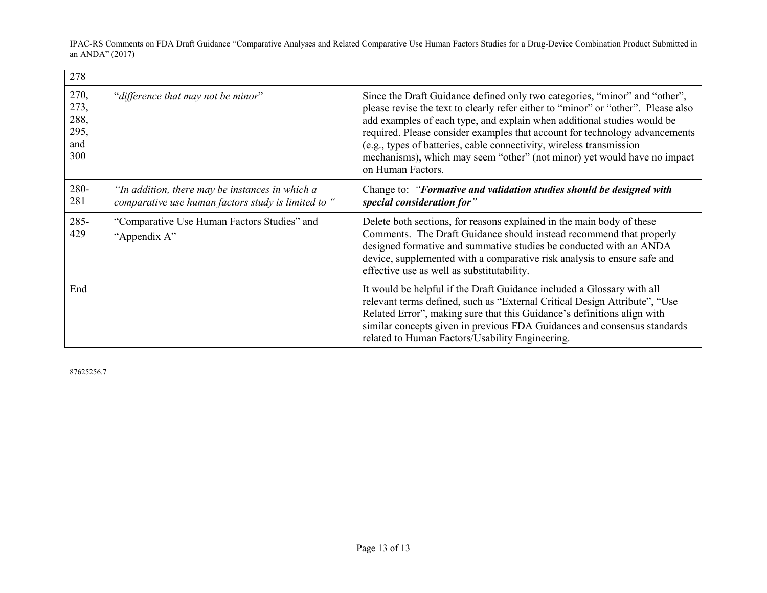| | | |
|---|---|---|
| 278 | | |
| 270, 273, 288, 295, and 300 | "*difference that may not be minor*" | Since the Draft Guidance defined only two categories, "minor" and "other", please revise the text to clearly refer either to "minor" or "other". Please also add examples of each type, and explain when additional studies would be required. Please consider examples that account for technology advancements (e.g., types of batteries, cable connectivity, wireless transmission mechanisms), which may seem "other" (not minor) yet would have no impact on Human Factors. |
| 280-281 | *"In addition, there may be instances in which a comparative use human factors study is limited to "* | Change to: *"**Formative and validation studies should be designed with special consideration for**"* |
| 285-429 | "Comparative Use Human Factors Studies" and "Appendix A" | Delete both sections, for reasons explained in the main body of these Comments. The Draft Guidance should instead recommend that properly designed formative and summative studies be conducted with an ANDA device, supplemented with a comparative risk analysis to ensure safe and effective use as well as substitutability. |
| End | | It would be helpful if the Draft Guidance included a Glossary with all relevant terms defined, such as "External Critical Design Attribute", "Use Related Error", making sure that this Guidance's definitions align with similar concepts given in previous FDA Guidances and consensus standards related to Human Factors/Usability Engineering. |

87625256.7